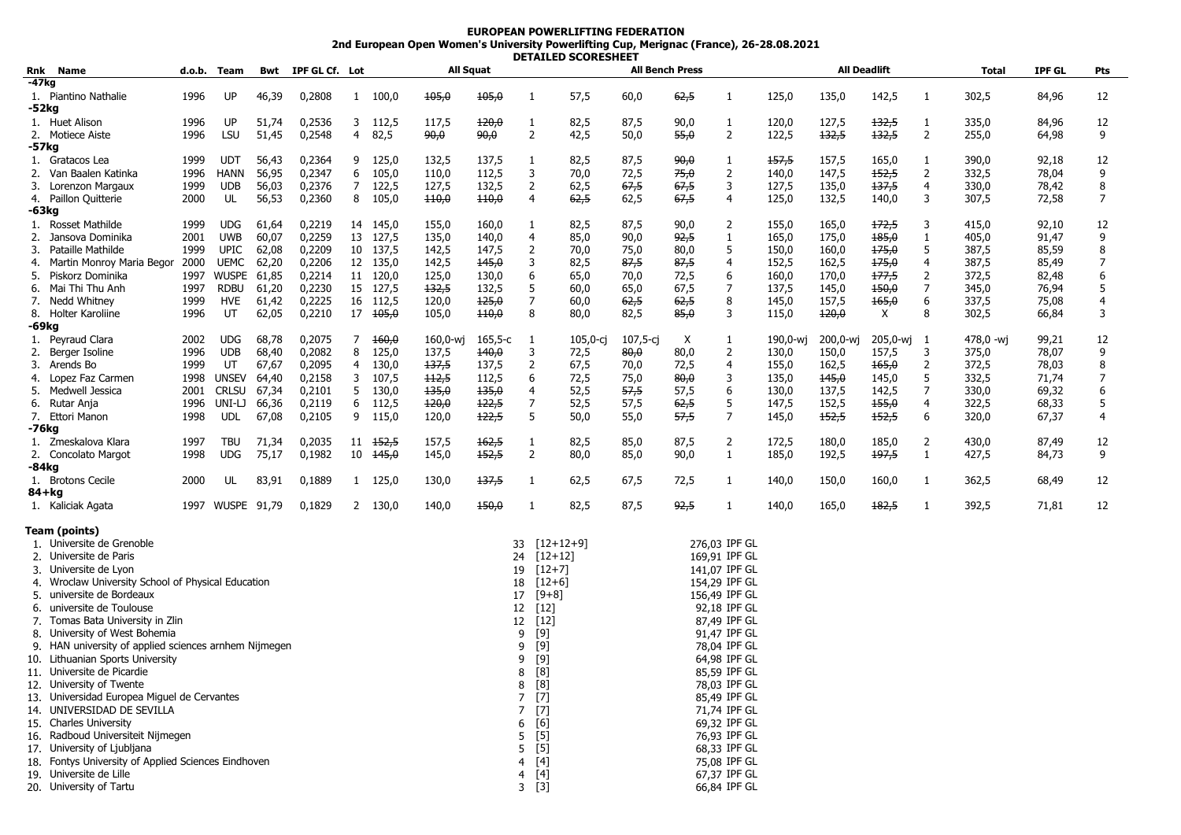# EUROPEAN POWERLIFTING FEDERATION

## 2nd European Open Women's University Powerlifting Cup, Merignac (France), 26-28.08.2021

### DETAILED SCORESHEET

| Rnk | Name | d.o.b. | Team | Bwt | IPF GL Cf. | Lot | All Squat | | | | All Bench Press | | | | All Deadlift | | | | Total | IPF GL | Pts |
|---|---|---|---|---|---|---|---|---|---|---|---|---|---|---|---|---|---|---|---|---|---|
| **-47kg** | | | | | | | | | | | | | | | | | | | | | |
| 1. | Piantino Nathalie | 1996 | UP | 46,39 | 0,2808 | 1 | 100,0 | ~~105,0~~ | ~~105,0~~ | 1 | 57,5 | 60,0 | ~~62,5~~ | 1 | 125,0 | 135,0 | 142,5 | 1 | 302,5 | 84,96 | 12 |
| **-52kg** | | | | | | | | | | | | | | | | | | | | | |
| 1. | Huet Alison | 1996 | UP | 51,74 | 0,2536 | 3 | 112,5 | 117,5 | ~~120,0~~ | 1 | 82,5 | 87,5 | 90,0 | 1 | 120,0 | 127,5 | ~~132,5~~ | 1 | 335,0 | 84,96 | 12 |
| 2. | Motiece Aiste | 1996 | LSU | 51,45 | 0,2548 | 4 | 82,5 | ~~90,0~~ | ~~90,0~~ | 2 | 42,5 | 50,0 | ~~55,0~~ | 2 | 122,5 | ~~132,5~~ | ~~132,5~~ | 2 | 255,0 | 64,98 | 9 |
| **-57kg** | | | | | | | | | | | | | | | | | | | | | |
| 1. | Gratacos Lea | 1999 | UDT | 56,43 | 0,2364 | 9 | 125,0 | 132,5 | 137,5 | 1 | 82,5 | 87,5 | ~~90,0~~ | 1 | ~~157,5~~ | 157,5 | 165,0 | 1 | 390,0 | 92,18 | 12 |
| 2. | Van Baalen Katinka | 1996 | HANN | 56,95 | 0,2347 | 6 | 105,0 | 110,0 | 112,5 | 3 | 70,0 | 72,5 | ~~75,0~~ | 2 | 140,0 | 147,5 | ~~152,5~~ | 2 | 332,5 | 78,04 | 9 |
| 3. | Lorenzon Margaux | 1999 | UDB | 56,03 | 0,2376 | 7 | 122,5 | 127,5 | 132,5 | 2 | 62,5 | ~~67,5~~ | ~~67,5~~ | 3 | 127,5 | 135,0 | ~~137,5~~ | 4 | 330,0 | 78,42 | 8 |
| 4. | Paillon Quitterie | 2000 | UL | 56,53 | 0,2360 | 8 | 105,0 | ~~110,0~~ | ~~110,0~~ | 4 | ~~62,5~~ | 62,5 | ~~67,5~~ | 4 | 125,0 | 132,5 | 140,0 | 3 | 307,5 | 72,58 | 7 |
| **-63kg** | | | | | | | | | | | | | | | | | | | | | |
| 1. | Rosset Mathilde | 1999 | UDG | 61,64 | 0,2219 | 14 | 145,0 | 155,0 | 160,0 | 1 | 82,5 | 87,5 | 90,0 | 2 | 155,0 | 165,0 | ~~172,5~~ | 3 | 415,0 | 92,10 | 12 |
| 2. | Jansova Dominika | 2001 | UWB | 60,07 | 0,2259 | 13 | 127,5 | 135,0 | 140,0 | 4 | 85,0 | 90,0 | ~~92,5~~ | 1 | 165,0 | 175,0 | ~~185,0~~ | 1 | 405,0 | 91,47 | 9 |
| 3. | Pataille Mathilde | 1999 | UPIC | 62,08 | 0,2209 | 10 | 137,5 | 142,5 | 147,5 | 2 | 70,0 | 75,0 | 80,0 | 5 | 150,0 | 160,0 | ~~175,0~~ | 5 | 387,5 | 85,59 | 8 |
| 4. | Martin Monroy Maria Begor | 2000 | UEMC | 62,20 | 0,2206 | 12 | 135,0 | 142,5 | ~~145,0~~ | 3 | 82,5 | ~~87,5~~ | ~~87,5~~ | 4 | 152,5 | 162,5 | ~~175,0~~ | 4 | 387,5 | 85,49 | 7 |
| 5. | Piskorz Dominika | 1997 | WUSPE | 61,85 | 0,2214 | 11 | 120,0 | 125,0 | 130,0 | 6 | 65,0 | 70,0 | 72,5 | 6 | 160,0 | 170,0 | ~~177,5~~ | 2 | 372,5 | 82,48 | 6 |
| 6. | Mai Thi Thu Anh | 1997 | RDBU | 61,20 | 0,2230 | 15 | 127,5 | ~~132,5~~ | 132,5 | 5 | 60,0 | 65,0 | 67,5 | 7 | 137,5 | 145,0 | ~~150,0~~ | 7 | 345,0 | 76,94 | 5 |
| 7. | Nedd Whitney | 1999 | HVE | 61,42 | 0,2225 | 16 | 112,5 | 120,0 | ~~125,0~~ | 7 | 60,0 | ~~62,5~~ | ~~62,5~~ | 8 | 145,0 | 157,5 | ~~165,0~~ | 6 | 337,5 | 75,08 | 4 |
| 8. | Holter Karoliine | 1996 | UT | 62,05 | 0,2210 | 17 | ~~105,0~~ | 105,0 | ~~110,0~~ | 8 | 80,0 | 82,5 | ~~85,0~~ | 3 | 115,0 | ~~120,0~~ | X | 8 | 302,5 | 66,84 | 3 |
| **-69kg** | | | | | | | | | | | | | | | | | | | | | |
| 1. | Peyraud Clara | 2002 | UDG | 68,78 | 0,2075 | 7 | ~~160,0~~ | 160,0-wj | 165,5-c | 1 | 105,0-cj | 107,5-cj | X | 1 | 190,0-wj | 200,0-wj | 205,0-wj | 1 | 478,0 -wj | 99,21 | 12 |
| 2. | Berger Isoline | 1996 | UDB | 68,40 | 0,2082 | 8 | 125,0 | 137,5 | ~~140,0~~ | 3 | 72,5 | ~~80,0~~ | 80,0 | 2 | 130,0 | 150,0 | 157,5 | 3 | 375,0 | 78,07 | 9 |
| 3. | Arends Bo | 1999 | UT | 67,67 | 0,2095 | 4 | 130,0 | ~~137,5~~ | 137,5 | 2 | 67,5 | 70,0 | 72,5 | 4 | 155,0 | 162,5 | ~~165,0~~ | 2 | 372,5 | 78,03 | 8 |
| 4. | Lopez Faz Carmen | 1998 | UNSEV | 64,40 | 0,2158 | 3 | 107,5 | ~~112,5~~ | 112,5 | 6 | 72,5 | 75,0 | ~~80,0~~ | 3 | 135,0 | ~~145,0~~ | 145,0 | 5 | 332,5 | 71,74 | 7 |
| 5. | Medwell Jessica | 2001 | CRLSU | 67,34 | 0,2101 | 5 | 130,0 | ~~135,0~~ | ~~135,0~~ | 4 | 52,5 | ~~57,5~~ | 57,5 | 6 | 130,0 | 137,5 | 142,5 | 7 | 330,0 | 69,32 | 6 |
| 6. | Rutar Anja | 1996 | UNI-LJ | 66,36 | 0,2119 | 6 | 112,5 | ~~120,0~~ | ~~122,5~~ | 7 | 52,5 | 57,5 | ~~62,5~~ | 5 | 147,5 | 152,5 | ~~155,0~~ | 4 | 322,5 | 68,33 | 5 |
| 7. | Ettori Manon | 1998 | UDL | 67,08 | 0,2105 | 9 | 115,0 | 120,0 | ~~122,5~~ | 5 | 50,0 | 55,0 | ~~57,5~~ | 7 | 145,0 | ~~152,5~~ | ~~152,5~~ | 6 | 320,0 | 67,37 | 4 |
| **-76kg** | | | | | | | | | | | | | | | | | | | | | |
| 1. | Zmeskalova Klara | 1997 | TBU | 71,34 | 0,2035 | 11 | ~~152,5~~ | 157,5 | ~~162,5~~ | 1 | 82,5 | 85,0 | 87,5 | 2 | 172,5 | 180,0 | 185,0 | 2 | 430,0 | 87,49 | 12 |
| 2. | Concolato Margot | 1998 | UDG | 75,17 | 0,1982 | 10 | ~~145,0~~ | 145,0 | ~~152,5~~ | 2 | 80,0 | 85,0 | 90,0 | 1 | 185,0 | 192,5 | ~~197,5~~ | 1 | 427,5 | 84,73 | 9 |
| **-84kg** | | | | | | | | | | | | | | | | | | | | | |
| 1. | Brotons Cecile | 2000 | UL | 83,91 | 0,1889 | 1 | 125,0 | 130,0 | ~~137,5~~ | 1 | 62,5 | 67,5 | 72,5 | 1 | 140,0 | 150,0 | 160,0 | 1 | 362,5 | 68,49 | 12 |
| **84+kg** | | | | | | | | | | | | | | | | | | | | | |
| 1. | Kaliciak Agata | 1997 | WUSPE | 91,79 | 0,1829 | 2 | 130,0 | 140,0 | ~~150,0~~ | 1 | 82,5 | 87,5 | ~~92,5~~ | 1 | 140,0 | 165,0 | ~~182,5~~ | 1 | 392,5 | 71,81 | 12 |

### Team (points)

| Rnk | Team | Pts | | IPF GL |
|---|---|---|---|---|
| 1. | Universite de Grenoble | 33 | [12+12+9] | 276,03 IPF GL |
| 2. | Universite de Paris | 24 | [12+12] | 169,91 IPF GL |
| 3. | Universite de Lyon | 19 | [12+7] | 141,07 IPF GL |
| 4. | Wroclaw University School of Physical Education | 18 | [12+6] | 154,29 IPF GL |
| 5. | universite de Bordeaux | 17 | [9+8] | 156,49 IPF GL |
| 6. | universite de Toulouse | 12 | [12] | 92,18 IPF GL |
| 7. | Tomas Bata University in Zlin | 12 | [12] | 87,49 IPF GL |
| 8. | University of West Bohemia | 9 | [9] | 91,47 IPF GL |
| 9. | HAN university of applied sciences arnhem Nijmegen | 9 | [9] | 78,04 IPF GL |
| 10. | Lithuanian Sports University | 9 | [9] | 64,98 IPF GL |
| 11. | Universite de Picardie | 8 | [8] | 85,59 IPF GL |
| 12. | University of Twente | 8 | [8] | 78,03 IPF GL |
| 13. | Universidad Europea Miguel de Cervantes | 7 | [7] | 85,49 IPF GL |
| 14. | UNIVERSIDAD DE SEVILLA | 7 | [7] | 71,74 IPF GL |
| 15. | Charles University | 6 | [6] | 69,32 IPF GL |
| 16. | Radboud Universiteit Nijmegen | 5 | [5] | 76,93 IPF GL |
| 17. | University of Ljubljana | 5 | [5] | 68,33 IPF GL |
| 18. | Fontys University of Applied Sciences Eindhoven | 4 | [4] | 75,08 IPF GL |
| 19. | Universite de Lille | 4 | [4] | 67,37 IPF GL |
| 20. | University of Tartu | 3 | [3] | 66,84 IPF GL |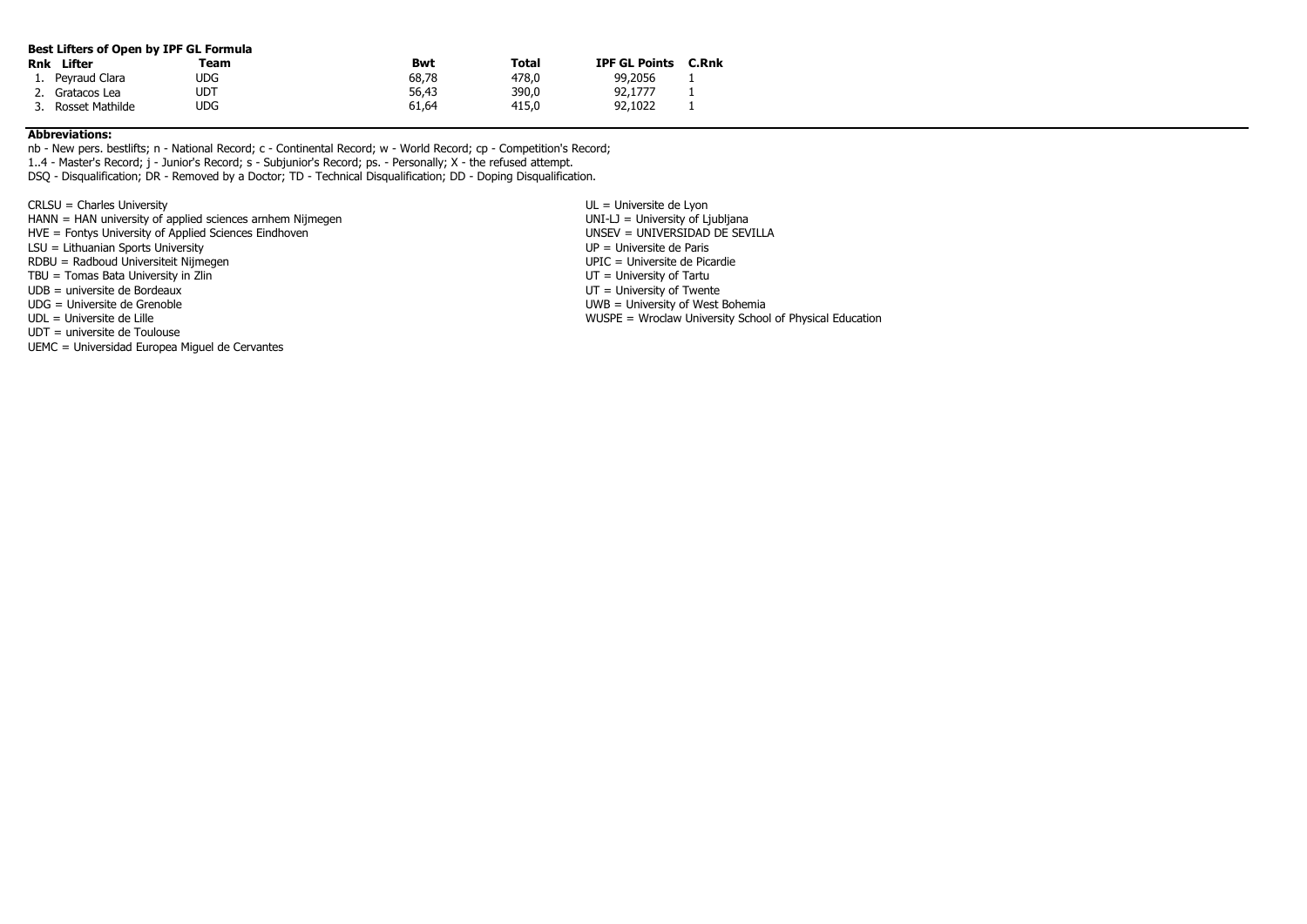**Best Lifters of Open by IPF GL Formula**

| Rnk | Lifter | Team | Bwt | Total | IPF GL Points | C.Rnk |
|---|---|---|---|---|---|---|
| 1. | Peyraud Clara | UDG | 68,78 | 478,0 | 99,2056 | 1 |
| 2. | Gratacos Lea | UDT | 56,43 | 390,0 | 92,1777 | 1 |
| 3. | Rosset Mathilde | UDG | 61,64 | 415,0 | 92,1022 | 1 |

**Abbreviations:**

nb - New pers. bestlifts; n - National Record; c - Continental Record; w - World Record; cp - Competition's Record;
1..4 - Master's Record; j - Junior's Record; s - Subjunior's Record; ps. - Personally; X - the refused attempt.
DSQ - Disqualification; DR - Removed by a Doctor; TD - Technical Disqualification; DD - Doping Disqualification.

CRLSU = Charles University
HANN = HAN university of applied sciences arnhem Nijmegen
HVE = Fontys University of Applied Sciences Eindhoven
LSU = Lithuanian Sports University
RDBU = Radboud Universiteit Nijmegen
TBU = Tomas Bata University in Zlin
UDB = universite de Bordeaux
UDG = Universite de Grenoble
UDL = Universite de Lille
UDT = universite de Toulouse
UEMC = Universidad Europea Miguel de Cervantes
UL = Universite de Lyon
UNI-LJ = University of Ljubljana
UNSEV = UNIVERSIDAD DE SEVILLA
UP = Universite de Paris
UPIC = Universite de Picardie
UT = University of Tartu
UT = University of Twente
UWB = University of West Bohemia
WUSPE = Wroclaw University School of Physical Education